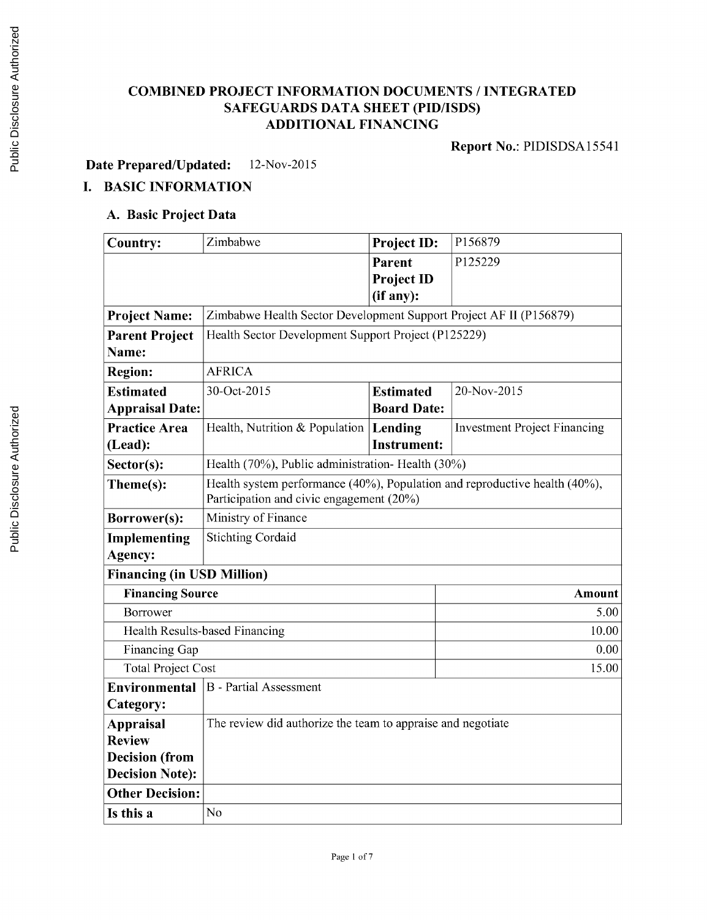# COMBINED PROJECT INFORMATION DOCUMENTS / INTEGRATED SAFEGUARDS DATA SHEET (PID/ISDS) ADDITIONAL FINANCING

**Report No.**: PIDISDSA15541

**Date Prepared/Updated:** 12-Nov-2015

## I. BASIC INFORMATION

### A. Basic Project Data

| | | | |
|---|---|---|---|
| **Country:** | Zimbabwe | **Project ID:** | P156879 |
| | | **Parent Project ID (if any):** | P125229 |
| **Project Name:** | Zimbabwe Health Sector Development Support Project AF II (P156879) | | |
| **Parent Project Name:** | Health Sector Development Support Project (P125229) | | |
| **Region:** | AFRICA | | |
| **Estimated Appraisal Date:** | 30-Oct-2015 | **Estimated Board Date:** | 20-Nov-2015 |
| **Practice Area (Lead):** | Health, Nutrition & Population | **Lending Instrument:** | Investment Project Financing |
| **Sector(s):** | Health (70%), Public administration- Health (30%) | | |
| **Theme(s):** | Health system performance (40%), Population and reproductive health (40%), Participation and civic engagement (20%) | | |
| **Borrower(s):** | Ministry of Finance | | |
| **Implementing Agency:** | Stichting Cordaid | | |

**Financing (in USD Million)**

| Financing Source | Amount |
|---|---:|
| Borrower | 5.00 |
| Health Results-based Financing | 10.00 |
| Financing Gap | 0.00 |
| Total Project Cost | 15.00 |

| | |
|---|---|
| **Environmental Category:** | B - Partial Assessment |
| **Appraisal Review Decision (from Decision Note):** | The review did authorize the team to appraise and negotiate |
| **Other Decision:** | |
| **Is this a** | No |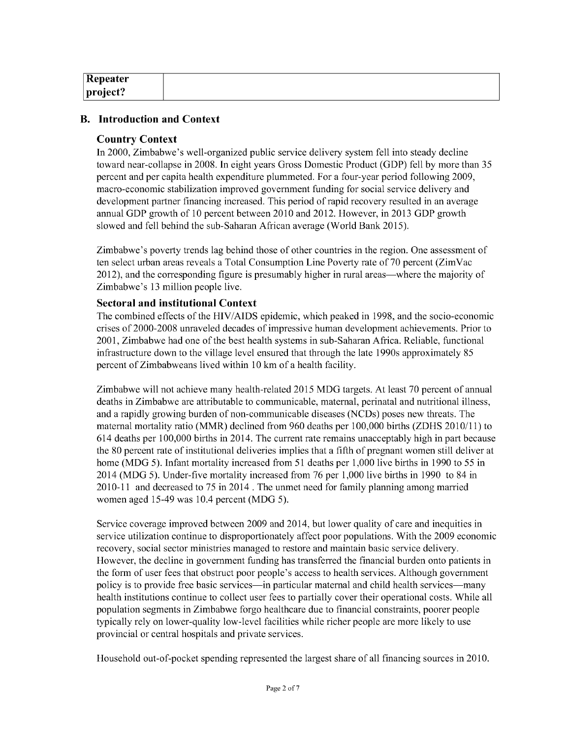| Repeater project? | |
|---|---|

## B. Introduction and Context

### Country Context

In 2000, Zimbabwe's well-organized public service delivery system fell into steady decline toward near-collapse in 2008. In eight years Gross Domestic Product (GDP) fell by more than 35 percent and per capita health expenditure plummeted. For a four-year period following 2009, macro-economic stabilization improved government funding for social service delivery and development partner financing increased. This period of rapid recovery resulted in an average annual GDP growth of 10 percent between 2010 and 2012. However, in 2013 GDP growth slowed and fell behind the sub-Saharan African average (World Bank 2015).

Zimbabwe's poverty trends lag behind those of other countries in the region. One assessment of ten select urban areas reveals a Total Consumption Line Poverty rate of 70 percent (ZimVac 2012), and the corresponding figure is presumably higher in rural areas—where the majority of Zimbabwe's 13 million people live.

### Sectoral and institutional Context

The combined effects of the HIV/AIDS epidemic, which peaked in 1998, and the socio-economic crises of 2000-2008 unraveled decades of impressive human development achievements. Prior to 2001, Zimbabwe had one of the best health systems in sub-Saharan Africa. Reliable, functional infrastructure down to the village level ensured that through the late 1990s approximately 85 percent of Zimbabweans lived within 10 km of a health facility.

Zimbabwe will not achieve many health-related 2015 MDG targets. At least 70 percent of annual deaths in Zimbabwe are attributable to communicable, maternal, perinatal and nutritional illness, and a rapidly growing burden of non-communicable diseases (NCDs) poses new threats. The maternal mortality ratio (MMR) declined from 960 deaths per 100,000 births (ZDHS 2010/11) to 614 deaths per 100,000 births in 2014. The current rate remains unacceptably high in part because the 80 percent rate of institutional deliveries implies that a fifth of pregnant women still deliver at home (MDG 5). Infant mortality increased from 51 deaths per 1,000 live births in 1990 to 55 in 2014 (MDG 5). Under-five mortality increased from 76 per 1,000 live births in 1990 to 84 in 2010-11 and decreased to 75 in 2014 . The unmet need for family planning among married women aged 15-49 was 10.4 percent (MDG 5).

Service coverage improved between 2009 and 2014, but lower quality of care and inequities in service utilization continue to disproportionately affect poor populations. With the 2009 economic recovery, social sector ministries managed to restore and maintain basic service delivery. However, the decline in government funding has transferred the financial burden onto patients in the form of user fees that obstruct poor people's access to health services. Although government policy is to provide free basic services—in particular maternal and child health services—many health institutions continue to collect user fees to partially cover their operational costs. While all population segments in Zimbabwe forgo healthcare due to financial constraints, poorer people typically rely on lower-quality low-level facilities while richer people are more likely to use provincial or central hospitals and private services.

Household out-of-pocket spending represented the largest share of all financing sources in 2010.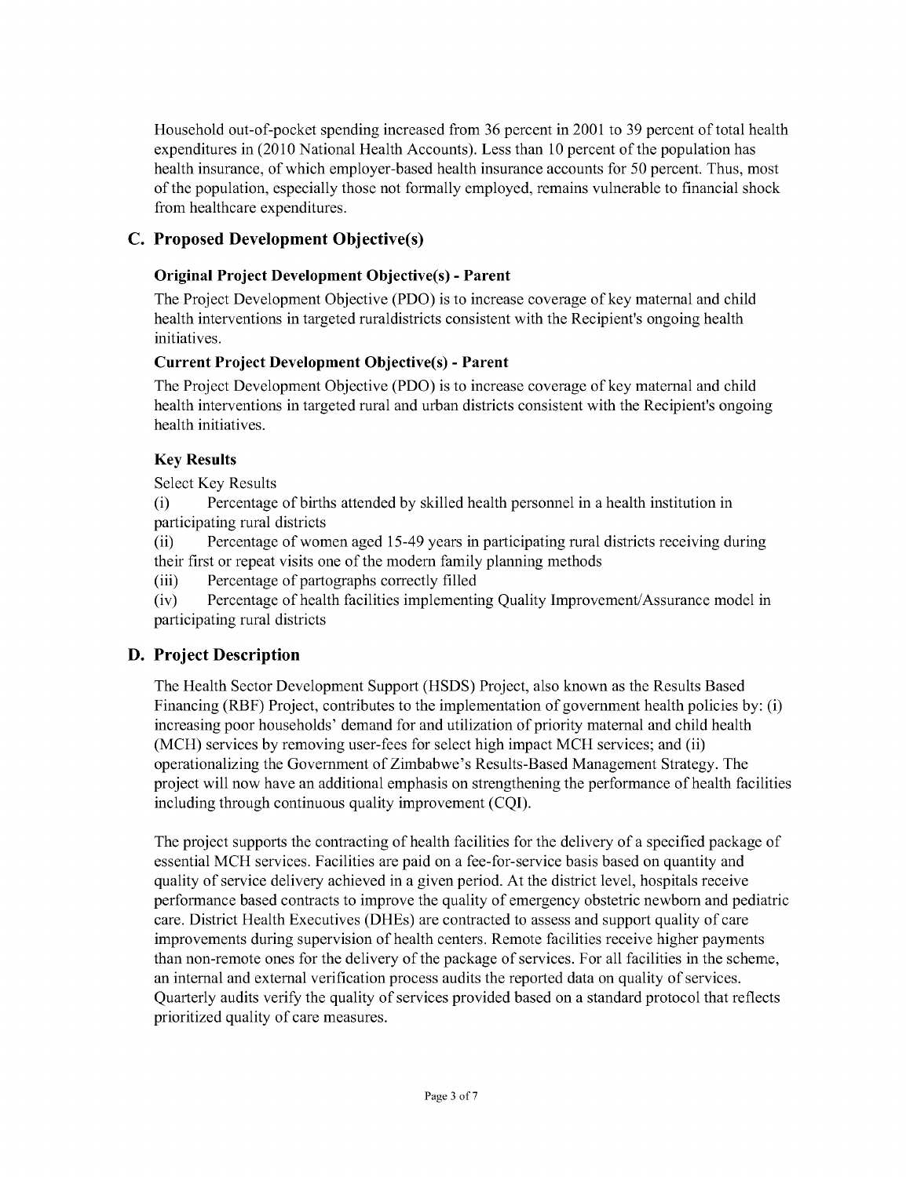Household out-of-pocket spending increased from 36 percent in 2001 to 39 percent of total health expenditures in (2010 National Health Accounts). Less than 10 percent of the population has health insurance, of which employer-based health insurance accounts for 50 percent. Thus, most of the population, especially those not formally employed, remains vulnerable to financial shock from healthcare expenditures.

## C. Proposed Development Objective(s)

### Original Project Development Objective(s) - Parent

The Project Development Objective (PDO) is to increase coverage of key maternal and child health interventions in targeted ruraldistricts consistent with the Recipient's ongoing health initiatives.

### Current Project Development Objective(s) - Parent

The Project Development Objective (PDO) is to increase coverage of key maternal and child health interventions in targeted rural and urban districts consistent with the Recipient's ongoing health initiatives.

### Key Results

Select Key Results

(i) Percentage of births attended by skilled health personnel in a health institution in participating rural districts

(ii) Percentage of women aged 15-49 years in participating rural districts receiving during their first or repeat visits one of the modern family planning methods

(iii) Percentage of partographs correctly filled

(iv) Percentage of health facilities implementing Quality Improvement/Assurance model in participating rural districts

## D. Project Description

The Health Sector Development Support (HSDS) Project, also known as the Results Based Financing (RBF) Project, contributes to the implementation of government health policies by: (i) increasing poor households' demand for and utilization of priority maternal and child health (MCH) services by removing user-fees for select high impact MCH services; and (ii) operationalizing the Government of Zimbabwe's Results-Based Management Strategy. The project will now have an additional emphasis on strengthening the performance of health facilities including through continuous quality improvement (CQI).

The project supports the contracting of health facilities for the delivery of a specified package of essential MCH services. Facilities are paid on a fee-for-service basis based on quantity and quality of service delivery achieved in a given period. At the district level, hospitals receive performance based contracts to improve the quality of emergency obstetric newborn and pediatric care. District Health Executives (DHEs) are contracted to assess and support quality of care improvements during supervision of health centers. Remote facilities receive higher payments than non-remote ones for the delivery of the package of services. For all facilities in the scheme, an internal and external verification process audits the reported data on quality of services. Quarterly audits verify the quality of services provided based on a standard protocol that reflects prioritized quality of care measures.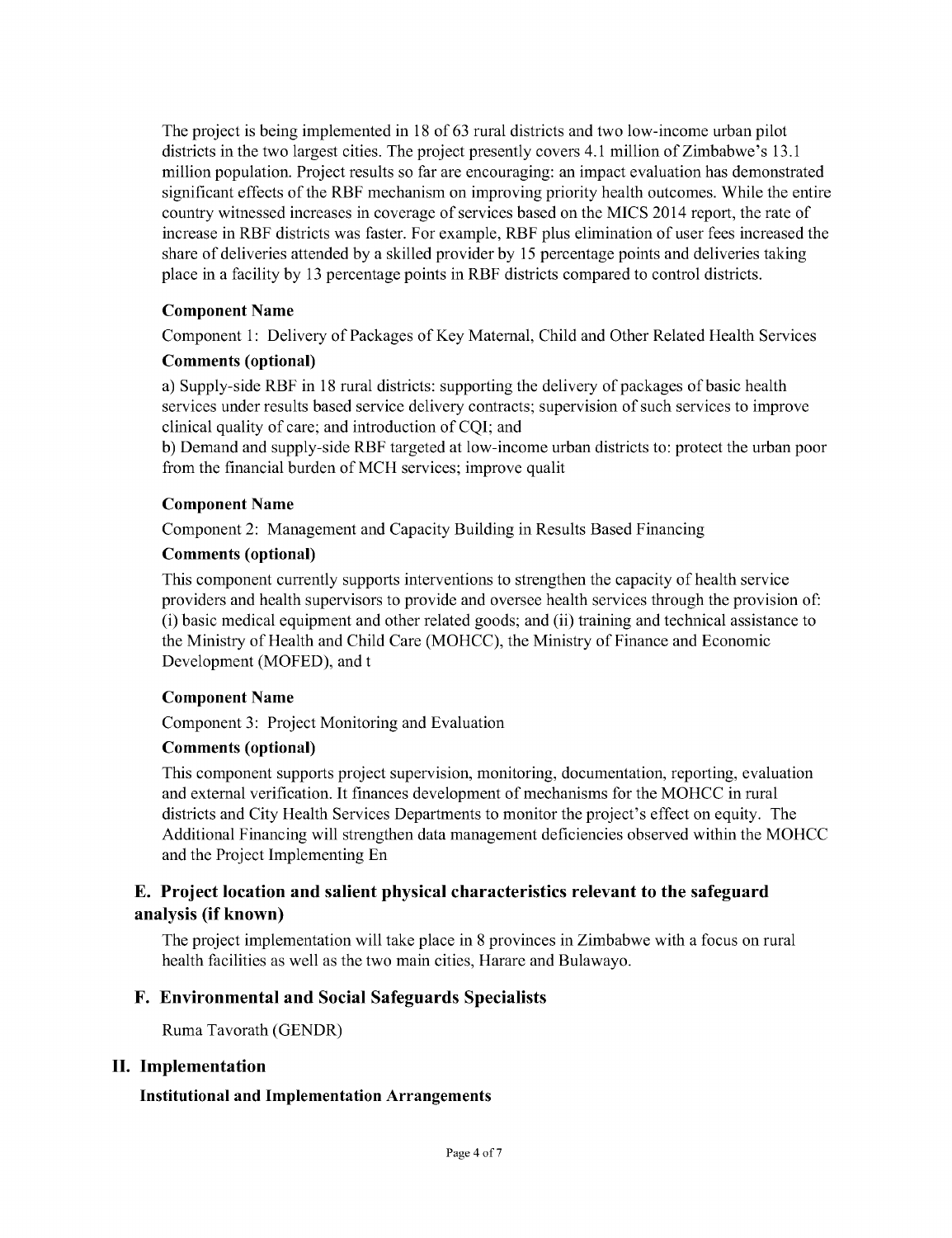The project is being implemented in 18 of 63 rural districts and two low-income urban pilot districts in the two largest cities. The project presently covers 4.1 million of Zimbabwe's 13.1 million population. Project results so far are encouraging: an impact evaluation has demonstrated significant effects of the RBF mechanism on improving priority health outcomes. While the entire country witnessed increases in coverage of services based on the MICS 2014 report, the rate of increase in RBF districts was faster. For example, RBF plus elimination of user fees increased the share of deliveries attended by a skilled provider by 15 percentage points and deliveries taking place in a facility by 13 percentage points in RBF districts compared to control districts.

**Component Name**

Component 1: Delivery of Packages of Key Maternal, Child and Other Related Health Services

**Comments (optional)**

a) Supply-side RBF in 18 rural districts: supporting the delivery of packages of basic health services under results based service delivery contracts; supervision of such services to improve clinical quality of care; and introduction of CQI; and

b) Demand and supply-side RBF targeted at low-income urban districts to: protect the urban poor from the financial burden of MCH services; improve qualit

**Component Name**

Component 2: Management and Capacity Building in Results Based Financing

**Comments (optional)**

This component currently supports interventions to strengthen the capacity of health service providers and health supervisors to provide and oversee health services through the provision of: (i) basic medical equipment and other related goods; and (ii) training and technical assistance to the Ministry of Health and Child Care (MOHCC), the Ministry of Finance and Economic Development (MOFED), and t

**Component Name**

Component 3: Project Monitoring and Evaluation

**Comments (optional)**

This component supports project supervision, monitoring, documentation, reporting, evaluation and external verification. It finances development of mechanisms for the MOHCC in rural districts and City Health Services Departments to monitor the project's effect on equity. The Additional Financing will strengthen data management deficiencies observed within the MOHCC and the Project Implementing En

## E. Project location and salient physical characteristics relevant to the safeguard analysis (if known)

The project implementation will take place in 8 provinces in Zimbabwe with a focus on rural health facilities as well as the two main cities, Harare and Bulawayo.

## F. Environmental and Social Safeguards Specialists

Ruma Tavorath (GENDR)

# II. Implementation

### Institutional and Implementation Arrangements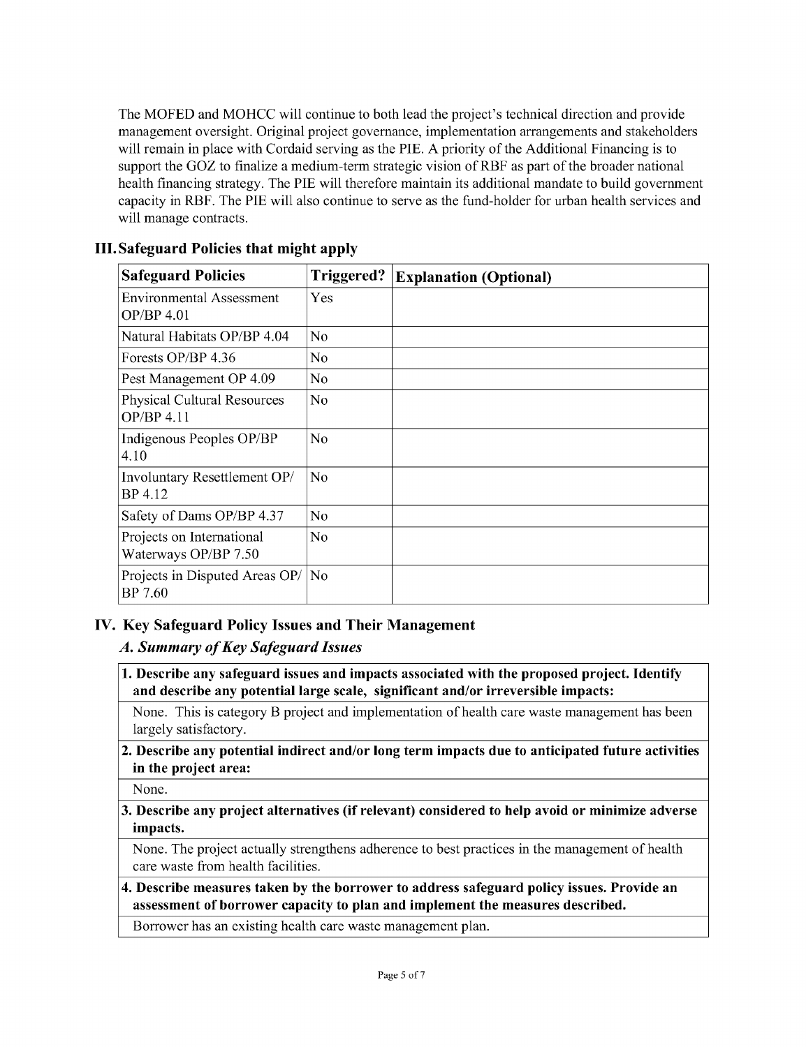The MOFED and MOHCC will continue to both lead the project's technical direction and provide management oversight. Original project governance, implementation arrangements and stakeholders will remain in place with Cordaid serving as the PIE. A priority of the Additional Financing is to support the GOZ to finalize a medium-term strategic vision of RBF as part of the broader national health financing strategy. The PIE will therefore maintain its additional mandate to build government capacity in RBF. The PIE will also continue to serve as the fund-holder for urban health services and will manage contracts.

## III. Safeguard Policies that might apply

| Safeguard Policies | Triggered? | Explanation (Optional) |
|---|---|---|
| Environmental Assessment OP/BP 4.01 | Yes | |
| Natural Habitats OP/BP 4.04 | No | |
| Forests OP/BP 4.36 | No | |
| Pest Management OP 4.09 | No | |
| Physical Cultural Resources OP/BP 4.11 | No | |
| Indigenous Peoples OP/BP 4.10 | No | |
| Involuntary Resettlement OP/ BP 4.12 | No | |
| Safety of Dams OP/BP 4.37 | No | |
| Projects on International Waterways OP/BP 7.50 | No | |
| Projects in Disputed Areas OP/ BP 7.60 | No | |

## IV. Key Safeguard Policy Issues and Their Management

### *A. Summary of Key Safeguard Issues*

**1. Describe any safeguard issues and impacts associated with the proposed project. Identify and describe any potential large scale, significant and/or irreversible impacts:**

None. This is category B project and implementation of health care waste management has been largely satisfactory.

**2. Describe any potential indirect and/or long term impacts due to anticipated future activities in the project area:**

None.

**3. Describe any project alternatives (if relevant) considered to help avoid or minimize adverse impacts.**

None. The project actually strengthens adherence to best practices in the management of health care waste from health facilities.

**4. Describe measures taken by the borrower to address safeguard policy issues. Provide an assessment of borrower capacity to plan and implement the measures described.**

Borrower has an existing health care waste management plan.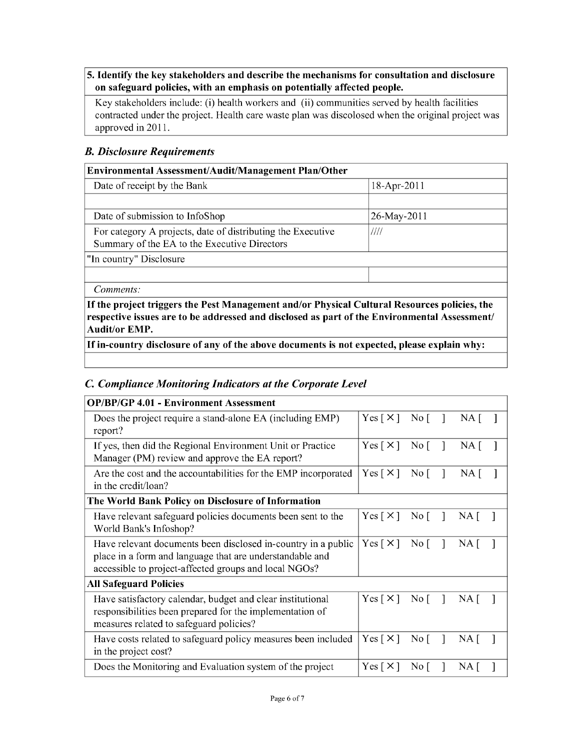**5. Identify the key stakeholders and describe the mechanisms for consultation and disclosure on safeguard policies, with an emphasis on potentially affected people.**

Key stakeholders include: (i) health workers and (ii) communities served by health facilities contracted under the project. Health care waste plan was discolosed when the original project was approved in 2011.

## *B. Disclosure Requirements*

| **Environmental Assessment/Audit/Management Plan/Other** | |
|---|---|
| Date of receipt by the Bank | 18-Apr-2011 |
| | |
| Date of submission to InfoShop | 26-May-2011 |
| For category A projects, date of distributing the Executive Summary of the EA to the Executive Directors | //// |
| "In country" Disclosure | |
| | |
| *Comments:* | |
| **If the project triggers the Pest Management and/or Physical Cultural Resources policies, the respective issues are to be addressed and disclosed as part of the Environmental Assessment/ Audit/or EMP.** | |
| **If in-country disclosure of any of the above documents is not expected, please explain why:** | |
| | |

## *C. Compliance Monitoring Indicators at the Corporate Level*

| **OP/BP/GP 4.01 - Environment Assessment** | |
|---|---|
| Does the project require a stand-alone EA (including EMP) report? | Yes [ X ] No [ ] NA [ ] |
| If yes, then did the Regional Environment Unit or Practice Manager (PM) review and approve the EA report? | Yes [ X ] No [ ] NA [ ] |
| Are the cost and the accountabilities for the EMP incorporated in the credit/loan? | Yes [ X ] No [ ] NA [ ] |
| **The World Bank Policy on Disclosure of Information** | |
| Have relevant safeguard policies documents been sent to the World Bank's Infoshop? | Yes [ X ] No [ ] NA [ ] |
| Have relevant documents been disclosed in-country in a public place in a form and language that are understandable and accessible to project-affected groups and local NGOs? | Yes [ X ] No [ ] NA [ ] |
| **All Safeguard Policies** | |
| Have satisfactory calendar, budget and clear institutional responsibilities been prepared for the implementation of measures related to safeguard policies? | Yes [ X ] No [ ] NA [ ] |
| Have costs related to safeguard policy measures been included in the project cost? | Yes [ X ] No [ ] NA [ ] |
| Does the Monitoring and Evaluation system of the project | Yes [ X ] No [ ] NA [ ] |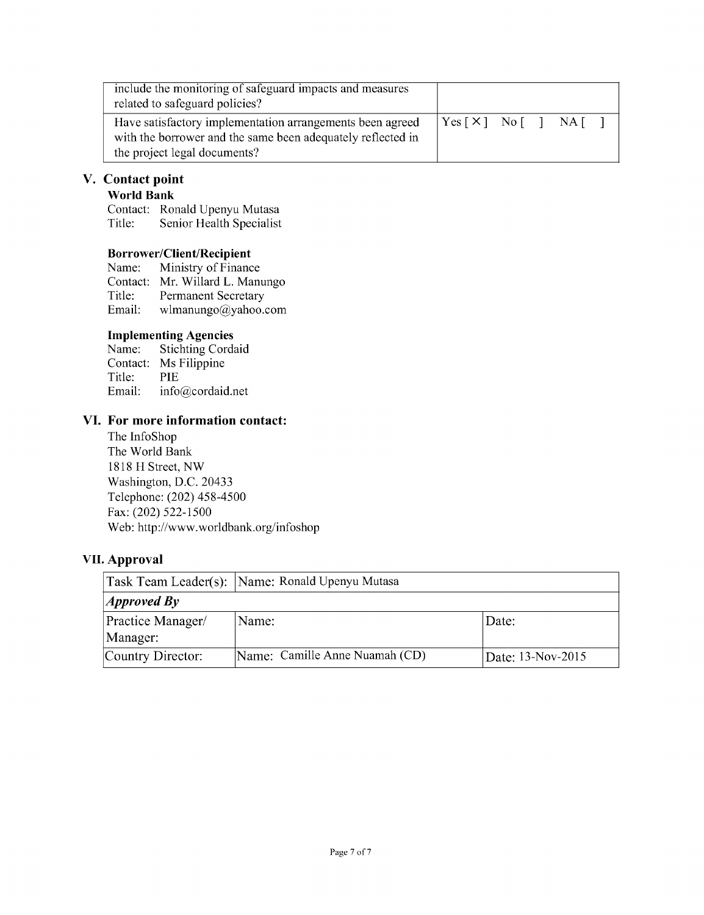| | |
|---|---|
| include the monitoring of safeguard impacts and measures related to safeguard policies? | |
| Have satisfactory implementation arrangements been agreed with the borrower and the same been adequately reflected in the project legal documents? | Yes [ × ] No [ ] NA [ ] |

## V. Contact point

**World Bank**

Contact: Ronald Upenyu Mutasa
Title: Senior Health Specialist

**Borrower/Client/Recipient**

Name: Ministry of Finance
Contact: Mr. Willard L. Manungo
Title: Permanent Secretary
Email: wlmanungo@yahoo.com

**Implementing Agencies**

Name: Stichting Cordaid
Contact: Ms Filippine
Title: PIE
Email: info@cordaid.net

## VI. For more information contact:

The InfoShop
The World Bank
1818 H Street, NW
Washington, D.C. 20433
Telephone: (202) 458-4500
Fax: (202) 522-1500
Web: http://www.worldbank.org/infoshop

## VII. Approval

| Task Team Leader(s): | Name: Ronald Upenyu Mutasa | |
|---|---|---|
| ***Approved By*** | | |
| Practice Manager/ Manager: | Name: | Date: |
| Country Director: | Name: Camille Anne Nuamah (CD) | Date: 13-Nov-2015 |